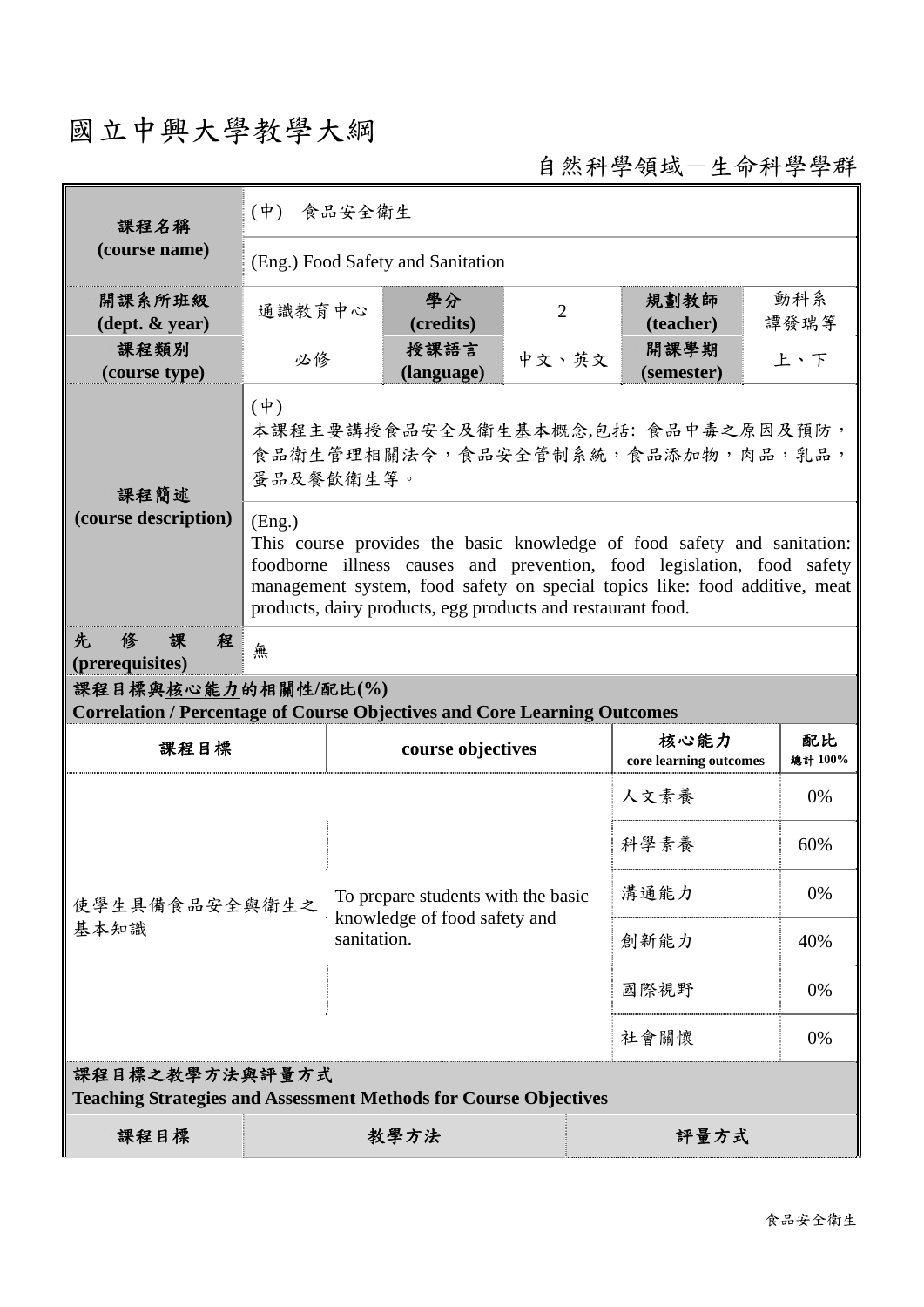# 國立中興大學教學大綱

自然科學領域－生命科學學群

| 課程名稱 (course name) | (中) 食品安全衛生 | | | | |
|---|---|---|---|---|---|
| | (Eng.) Food Safety and Sanitation | | | | |
| 開課系所班級 (dept. & year) | 通識教育中心 | 學分 (credits) | 2 | 規劃教師 (teacher) | 動科系 譚發瑞等 |
| 課程類別 (course type) | 必修 | 授課語言 (language) | 中文、英文 | 開課學期 (semester) | 上、下 |
| 課程簡述 (course description) | (中) 本課程主要講授食品安全及衛生基本概念,包括: 食品中毒之原因及預防，食品衛生管理相關法令，食品安全管制系統，食品添加物，肉品，乳品，蛋品及餐飲衛生等。 | | | | |
| | (Eng.) This course provides the basic knowledge of food safety and sanitation: foodborne illness causes and prevention, food legislation, food safety management system, food safety on special topics like: food additive, meat products, dairy products, egg products and restaurant food. | | | | |
| 先修課程 (prerequisites) | 無 | | | | |

**課程目標與核心能力的相關性/配比(%)**
**Correlation / Percentage of Course Objectives and Core Learning Outcomes**

| 課程目標 | course objectives | 核心能力 core learning outcomes | 配比 總計 100% |
|---|---|---|---|
| 使學生具備食品安全與衛生之基本知識 | To prepare students with the basic knowledge of food safety and sanitation. | 人文素養 | 0% |
| | | 科學素養 | 60% |
| | | 溝通能力 | 0% |
| | | 創新能力 | 40% |
| | | 國際視野 | 0% |
| | | 社會關懷 | 0% |

**課程目標之教學方法與評量方式**
**Teaching Strategies and Assessment Methods for Course Objectives**

| 課程目標 | 教學方法 | 評量方式 |
|---|---|---|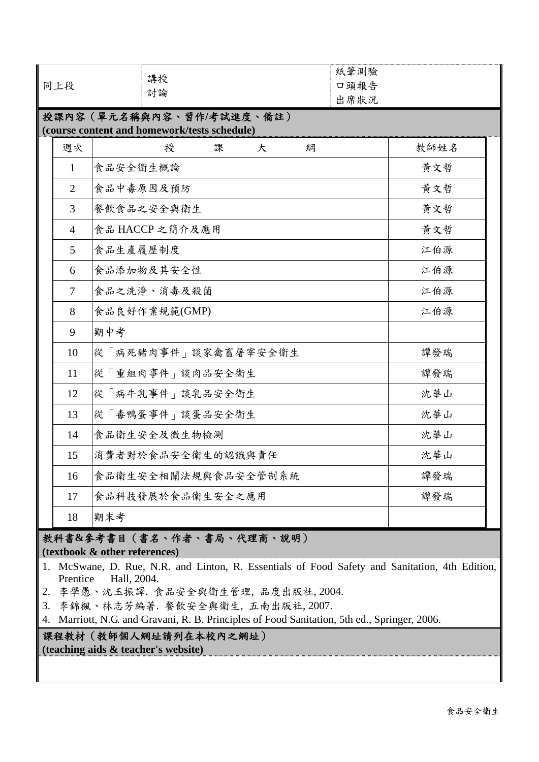| 同上段 | 講授<br>討論 | 紙筆測驗<br>口頭報告<br>出席狀況 |
|---|---|---|

**授課內容（單元名稱與內容、習作/考試進度、備註）**
**(course content and homework/tests schedule)**

| 週次 | 授課大綱 | 教師姓名 |
|---|---|---|
| 1 | 食品安全衛生概論 | 黃文哲 |
| 2 | 食品中毒原因及預防 | 黃文哲 |
| 3 | 餐飲食品之安全與衛生 | 黃文哲 |
| 4 | 食品 HACCP 之簡介及應用 | 黃文哲 |
| 5 | 食品生產履歷制度 | 江伯源 |
| 6 | 食品添加物及其安全性 | 江伯源 |
| 7 | 食品之洗淨、消毒及殺菌 | 江伯源 |
| 8 | 食品良好作業規範(GMP) | 江伯源 |
| 9 | 期中考 | |
| 10 | 從「病死豬肉事件」談家禽畜屠宰安全衛生 | 譚發瑞 |
| 11 | 從「重組肉事件」談肉品安全衛生 | 譚發瑞 |
| 12 | 從「病牛乳事件」談乳品安全衛生 | 沈華山 |
| 13 | 從「毒鴨蛋事件」談蛋品安全衛生 | 沈華山 |
| 14 | 食品衛生安全及微生物檢測 | 沈華山 |
| 15 | 消費者對於食品安全衛生的認識與責任 | 沈華山 |
| 16 | 食品衛生安全相關法規與食品安全管制系統 | 譚發瑞 |
| 17 | 食品科技發展於食品衛生安全之應用 | 譚發瑞 |
| 18 | 期末考 | |

**教科書&參考書目（書名、作者、書局、代理商、說明）**
**(textbook & other references)**

1. McSwane, D. Rue, N.R. and Linton, R. Essentials of Food Safety and Sanitation, 4th Edition, Prentice Hall, 2004.
2. 李學愚、沈玉振譯. 食品安全與衛生管理, 品度出版社, 2004.
3. 李錦楓、林志芳編著. 餐飲安全與衛生, 五南出版社, 2007.
4. Marriott, N.G. and Gravani, R. B. Principles of Food Sanitation, 5th ed., Springer, 2006.

**課程教材（教師個人網址請列在本校內之網址）**
**(teaching aids & teacher's website)**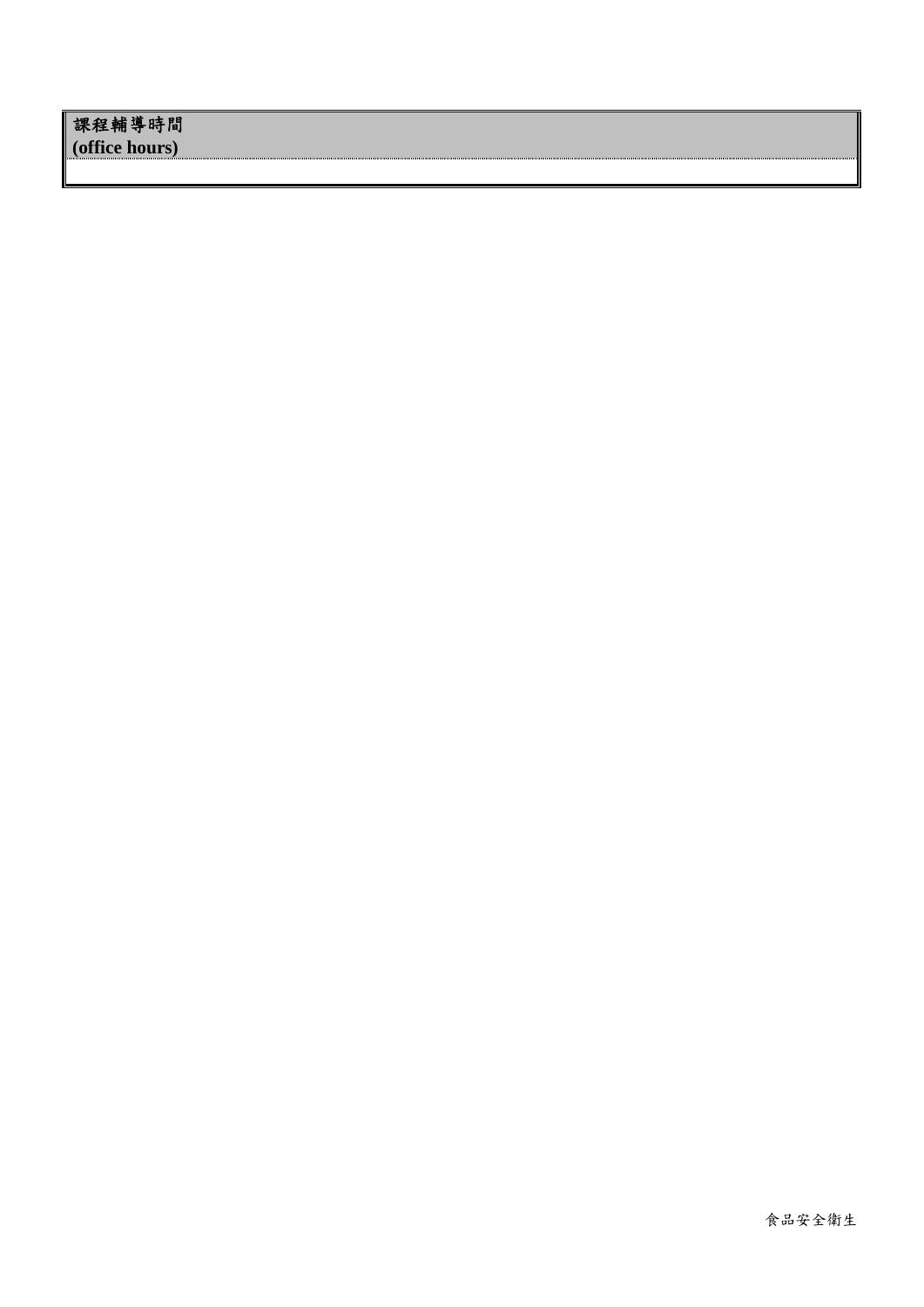| 課程輔導時間<br>**(office hours)** |
| --- |
| |